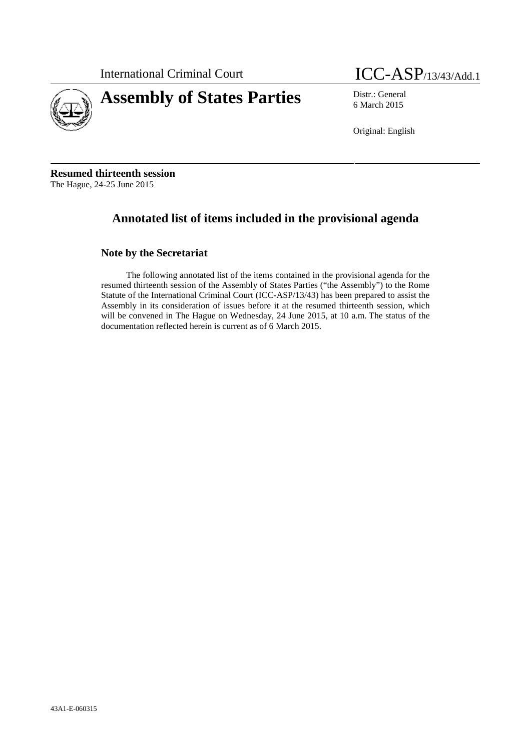International Criminal Court

ICC-ASP/13/43/Add.1

# Assembly of States Parties

Distr.: General
6 March 2015

Original: English

**Resumed thirteenth session**
The Hague, 24-25 June 2015

## Annotated list of items included in the provisional agenda

### Note by the Secretariat

The following annotated list of the items contained in the provisional agenda for the resumed thirteenth session of the Assembly of States Parties ("the Assembly") to the Rome Statute of the International Criminal Court (ICC-ASP/13/43) has been prepared to assist the Assembly in its consideration of issues before it at the resumed thirteenth session, which will be convened in The Hague on Wednesday, 24 June 2015, at 10 a.m. The status of the documentation reflected herein is current as of 6 March 2015.

43A1-E-060315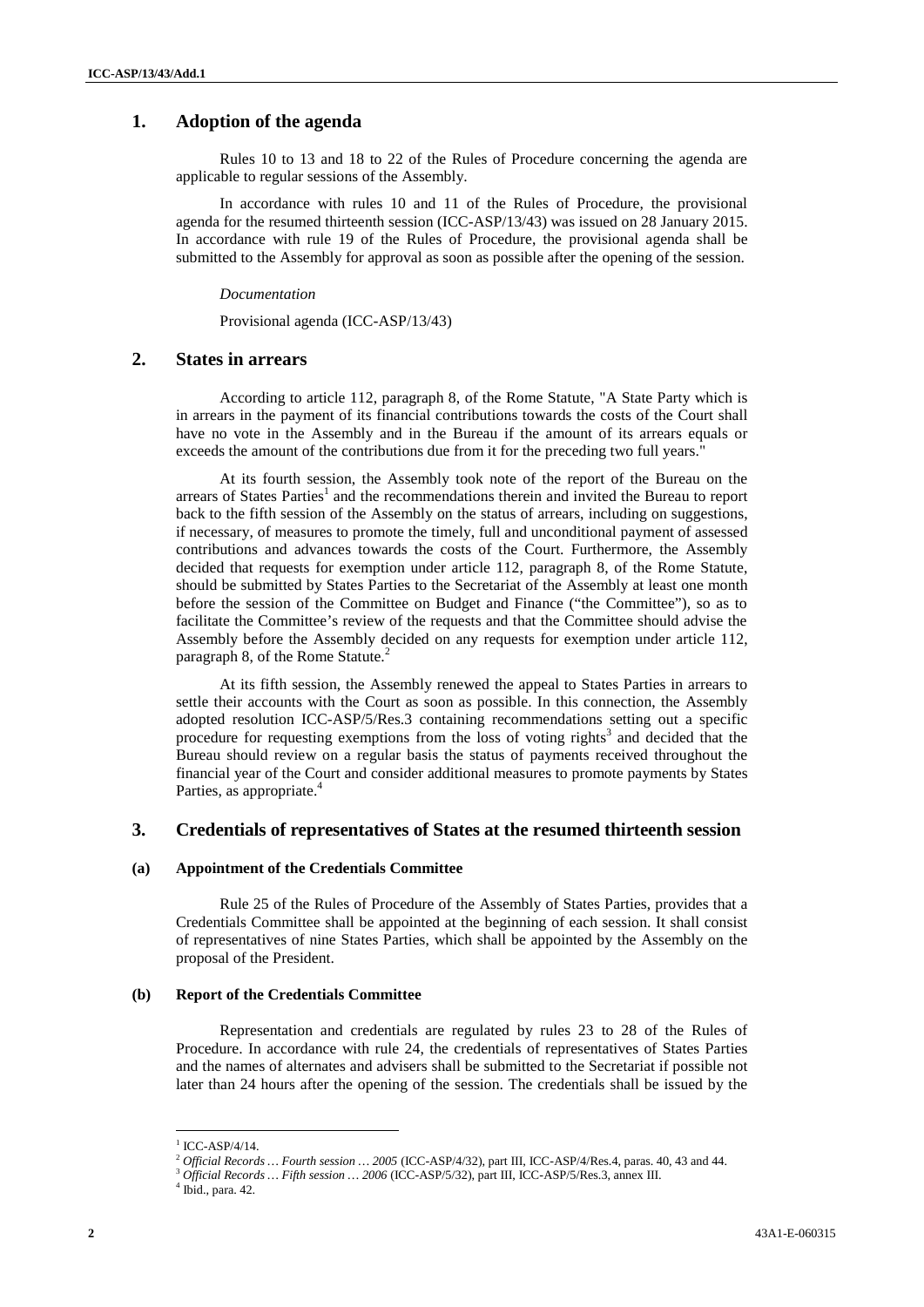## 1. Adoption of the agenda

Rules 10 to 13 and 18 to 22 of the Rules of Procedure concerning the agenda are applicable to regular sessions of the Assembly.

In accordance with rules 10 and 11 of the Rules of Procedure, the provisional agenda for the resumed thirteenth session (ICC-ASP/13/43) was issued on 28 January 2015. In accordance with rule 19 of the Rules of Procedure, the provisional agenda shall be submitted to the Assembly for approval as soon as possible after the opening of the session.

*Documentation*

Provisional agenda (ICC-ASP/13/43)

## 2. States in arrears

According to article 112, paragraph 8, of the Rome Statute, "A State Party which is in arrears in the payment of its financial contributions towards the costs of the Court shall have no vote in the Assembly and in the Bureau if the amount of its arrears equals or exceeds the amount of the contributions due from it for the preceding two full years."

At its fourth session, the Assembly took note of the report of the Bureau on the arrears of States Parties[1] and the recommendations therein and invited the Bureau to report back to the fifth session of the Assembly on the status of arrears, including on suggestions, if necessary, of measures to promote the timely, full and unconditional payment of assessed contributions and advances towards the costs of the Court. Furthermore, the Assembly decided that requests for exemption under article 112, paragraph 8, of the Rome Statute, should be submitted by States Parties to the Secretariat of the Assembly at least one month before the session of the Committee on Budget and Finance ("the Committee"), so as to facilitate the Committee's review of the requests and that the Committee should advise the Assembly before the Assembly decided on any requests for exemption under article 112, paragraph 8, of the Rome Statute.[2]

At its fifth session, the Assembly renewed the appeal to States Parties in arrears to settle their accounts with the Court as soon as possible. In this connection, the Assembly adopted resolution ICC-ASP/5/Res.3 containing recommendations setting out a specific procedure for requesting exemptions from the loss of voting rights[3] and decided that the Bureau should review on a regular basis the status of payments received throughout the financial year of the Court and consider additional measures to promote payments by States Parties, as appropriate.[4]

## 3. Credentials of representatives of States at the resumed thirteenth session

### (a) Appointment of the Credentials Committee

Rule 25 of the Rules of Procedure of the Assembly of States Parties, provides that a Credentials Committee shall be appointed at the beginning of each session. It shall consist of representatives of nine States Parties, which shall be appointed by the Assembly on the proposal of the President.

### (b) Report of the Credentials Committee

Representation and credentials are regulated by rules 23 to 28 of the Rules of Procedure. In accordance with rule 24, the credentials of representatives of States Parties and the names of alternates and advisers shall be submitted to the Secretariat if possible not later than 24 hours after the opening of the session. The credentials shall be issued by the

---

[1] ICC-ASP/4/14.

[2] *Official Records … Fourth session … 2005* (ICC-ASP/4/32), part III, ICC-ASP/4/Res.4, paras. 40, 43 and 44.

[3] *Official Records … Fifth session … 2006* (ICC-ASP/5/32), part III, ICC-ASP/5/Res.3, annex III.

[4] Ibid., para. 42.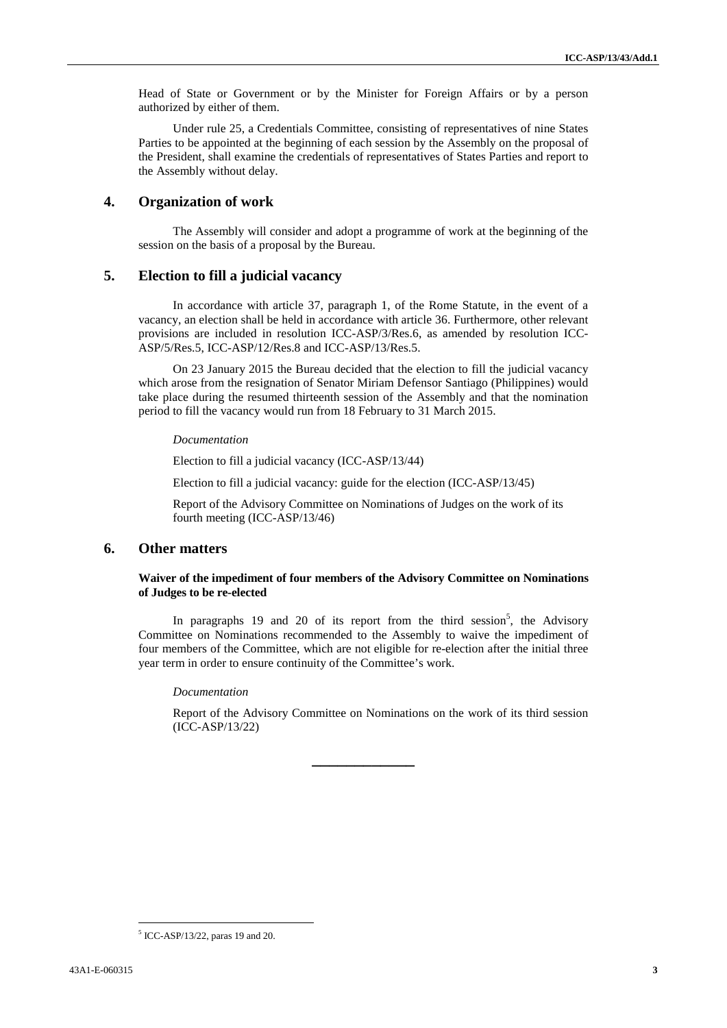Head of State or Government or by the Minister for Foreign Affairs or by a person authorized by either of them.

Under rule 25, a Credentials Committee, consisting of representatives of nine States Parties to be appointed at the beginning of each session by the Assembly on the proposal of the President, shall examine the credentials of representatives of States Parties and report to the Assembly without delay.

## 4. Organization of work

The Assembly will consider and adopt a programme of work at the beginning of the session on the basis of a proposal by the Bureau.

## 5. Election to fill a judicial vacancy

In accordance with article 37, paragraph 1, of the Rome Statute, in the event of a vacancy, an election shall be held in accordance with article 36. Furthermore, other relevant provisions are included in resolution ICC-ASP/3/Res.6, as amended by resolution ICC-ASP/5/Res.5, ICC-ASP/12/Res.8 and ICC-ASP/13/Res.5.

On 23 January 2015 the Bureau decided that the election to fill the judicial vacancy which arose from the resignation of Senator Miriam Defensor Santiago (Philippines) would take place during the resumed thirteenth session of the Assembly and that the nomination period to fill the vacancy would run from 18 February to 31 March 2015.

*Documentation*

Election to fill a judicial vacancy (ICC-ASP/13/44)

Election to fill a judicial vacancy: guide for the election (ICC-ASP/13/45)

Report of the Advisory Committee on Nominations of Judges on the work of its fourth meeting (ICC-ASP/13/46)

## 6. Other matters

**Waiver of the impediment of four members of the Advisory Committee on Nominations of Judges to be re-elected**

In paragraphs 19 and 20 of its report from the third session[5], the Advisory Committee on Nominations recommended to the Assembly to waive the impediment of four members of the Committee, which are not eligible for re-election after the initial three year term in order to ensure continuity of the Committee's work.

*Documentation*

Report of the Advisory Committee on Nominations on the work of its third session (ICC-ASP/13/22)

---

[5] ICC-ASP/13/22, paras 19 and 20.